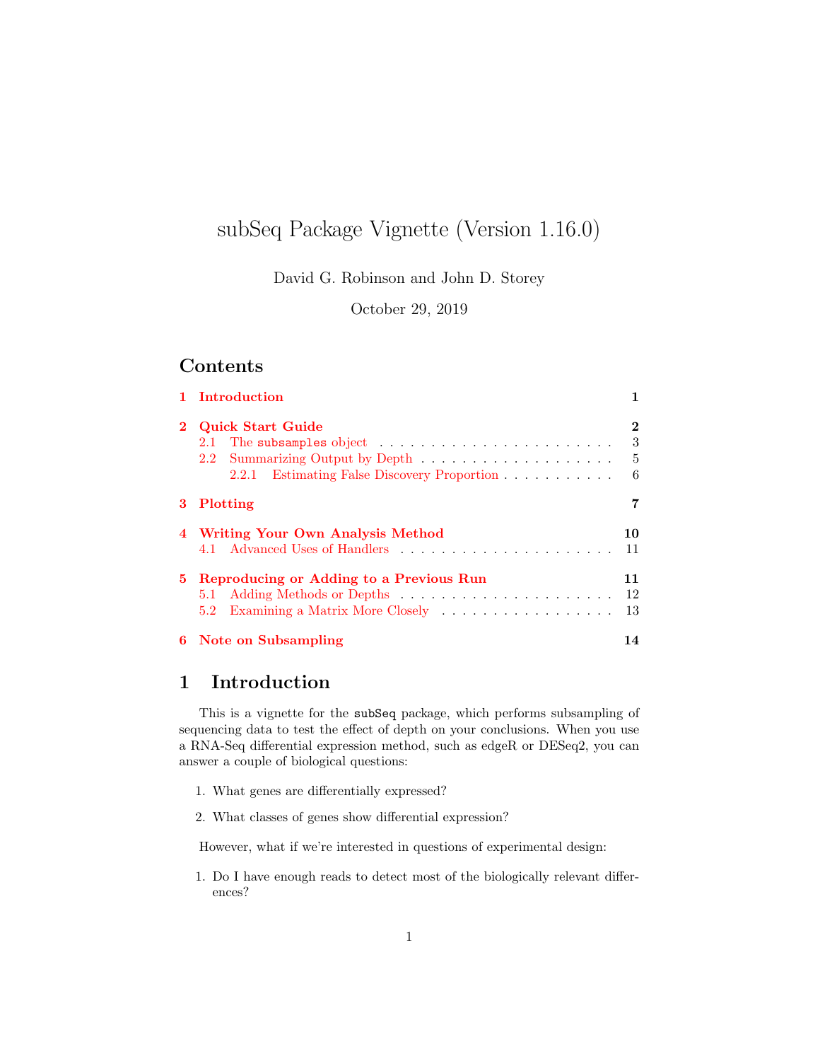# subSeq Package Vignette (Version 1.16.0)

David G. Robinson and John D. Storey

October 29, 2019

## Contents

- 1 Introduction — 1
- 2 Quick Start Guide — 2
  - 2.1 The `subsamples` object — 3
  - 2.2 Summarizing Output by Depth — 5
    - 2.2.1 Estimating False Discovery Proportion — 6
- 3 Plotting — 7
- 4 Writing Your Own Analysis Method — 10
  - 4.1 Advanced Uses of Handlers — 11
- 5 Reproducing or Adding to a Previous Run — 11
  - 5.1 Adding Methods or Depths — 12
  - 5.2 Examining a Matrix More Closely — 13
- 6 Note on Subsampling — 14

## 1 Introduction

This is a vignette for the `subSeq` package, which performs subsampling of sequencing data to test the effect of depth on your conclusions. When you use a RNA-Seq differential expression method, such as edgeR or DESeq2, you can answer a couple of biological questions:

1. What genes are differentially expressed?
2. What classes of genes show differential expression?

However, what if we're interested in questions of experimental design:

1. Do I have enough reads to detect most of the biologically relevant differences?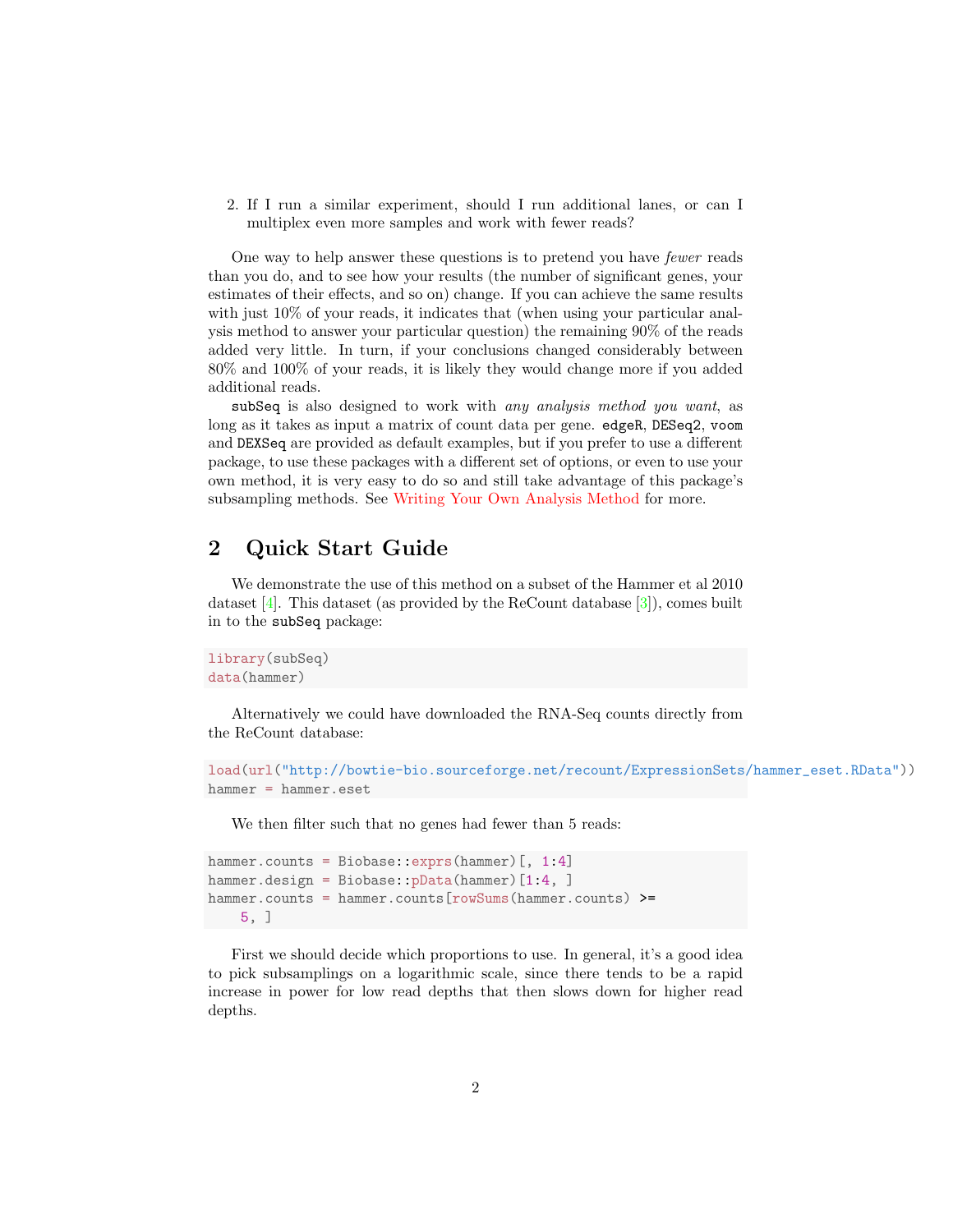2. If I run a similar experiment, should I run additional lanes, or can I multiplex even more samples and work with fewer reads?

One way to help answer these questions is to pretend you have *fewer* reads than you do, and to see how your results (the number of significant genes, your estimates of their effects, and so on) change. If you can achieve the same results with just 10% of your reads, it indicates that (when using your particular analysis method to answer your particular question) the remaining 90% of the reads added very little. In turn, if your conclusions changed considerably between 80% and 100% of your reads, it is likely they would change more if you added additional reads.

`subSeq` is also designed to work with *any analysis method you want*, as long as it takes as input a matrix of count data per gene. `edgeR`, `DESeq2`, `voom` and `DEXSeq` are provided as default examples, but if you prefer to use a different package, to use these packages with a different set of options, or even to use your own method, it is very easy to do so and still take advantage of this package's subsampling methods. See Writing Your Own Analysis Method for more.

## 2 Quick Start Guide

We demonstrate the use of this method on a subset of the Hammer et al 2010 dataset [4]. This dataset (as provided by the ReCount database [3]), comes built in to the `subSeq` package:

```
library(subSeq)
data(hammer)
```

Alternatively we could have downloaded the RNA-Seq counts directly from the ReCount database:

```
load(url("http://bowtie-bio.sourceforge.net/recount/ExpressionSets/hammer_eset.RData"))
hammer = hammer.eset
```

We then filter such that no genes had fewer than 5 reads:

```
hammer.counts = Biobase::exprs(hammer)[, 1:4]
hammer.design = Biobase::pData(hammer)[1:4, ]
hammer.counts = hammer.counts[rowSums(hammer.counts) >=
    5, ]
```

First we should decide which proportions to use. In general, it's a good idea to pick subsamplings on a logarithmic scale, since there tends to be a rapid increase in power for low read depths that then slows down for higher read depths.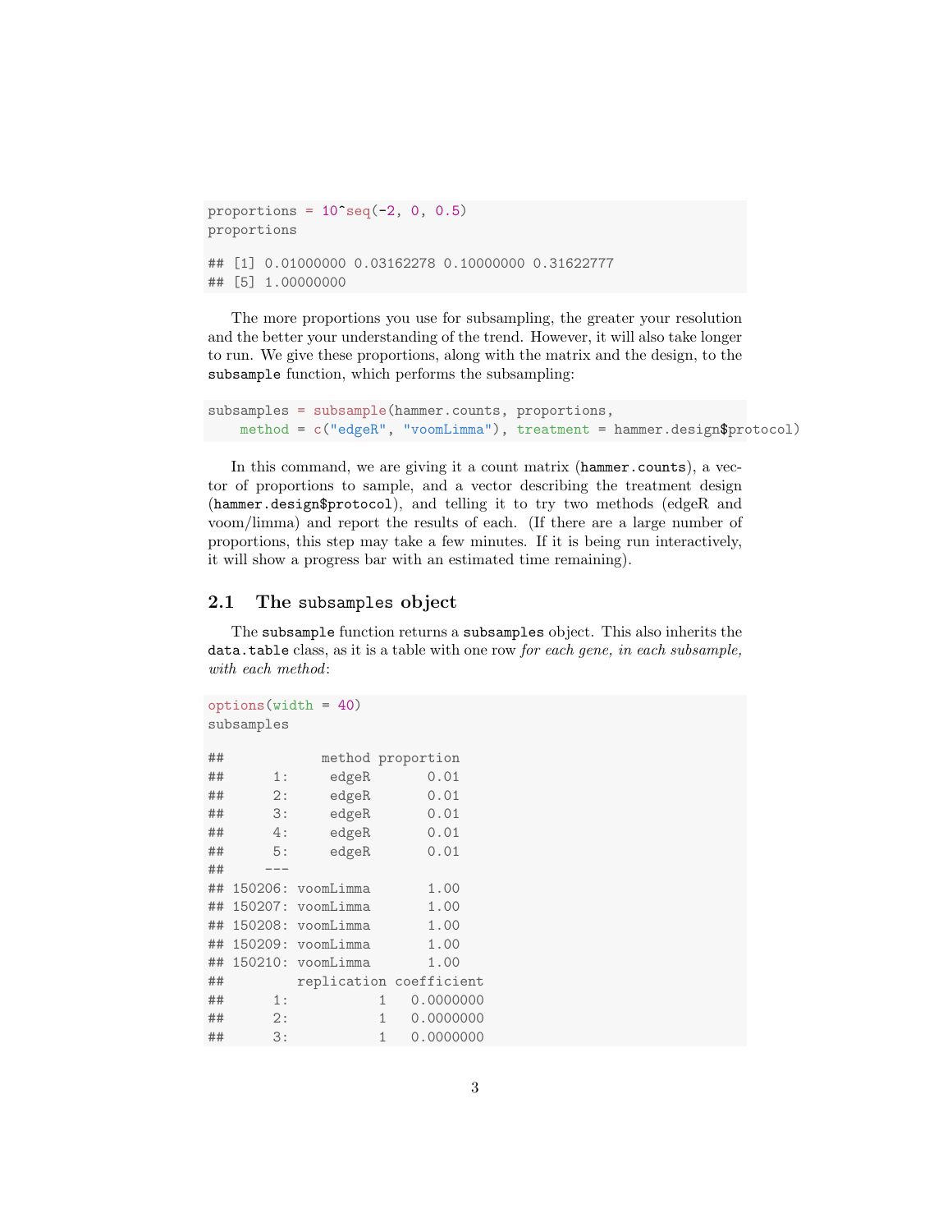```r
proportions = 10^seq(-2, 0, 0.5)
proportions

## [1] 0.01000000 0.03162278 0.10000000 0.31622777
## [5] 1.00000000
```

The more proportions you use for subsampling, the greater your resolution and the better your understanding of the trend. However, it will also take longer to run. We give these proportions, along with the matrix and the design, to the `subsample` function, which performs the subsampling:

```r
subsamples = subsample(hammer.counts, proportions,
    method = c("edgeR", "voomLimma"), treatment = hammer.design$protocol)
```

In this command, we are giving it a count matrix (`hammer.counts`), a vector of proportions to sample, and a vector describing the treatment design (`hammer.design$protocol`), and telling it to try two methods (edgeR and voom/limma) and report the results of each. (If there are a large number of proportions, this step may take a few minutes. If it is being run interactively, it will show a progress bar with an estimated time remaining).

### 2.1 The `subsamples` object

The `subsample` function returns a `subsamples` object. This also inherits the `data.table` class, as it is a table with one row *for each gene, in each subsample, with each method*:

```r
options(width = 40)
subsamples

##            method proportion
##      1:     edgeR       0.01
##      2:     edgeR       0.01
##      3:     edgeR       0.01
##      4:     edgeR       0.01
##      5:     edgeR       0.01
##     ---
## 150206: voomLimma       1.00
## 150207: voomLimma       1.00
## 150208: voomLimma       1.00
## 150209: voomLimma       1.00
## 150210: voomLimma       1.00
##         replication coefficient
##      1:           1   0.0000000
##      2:           1   0.0000000
##      3:           1   0.0000000
```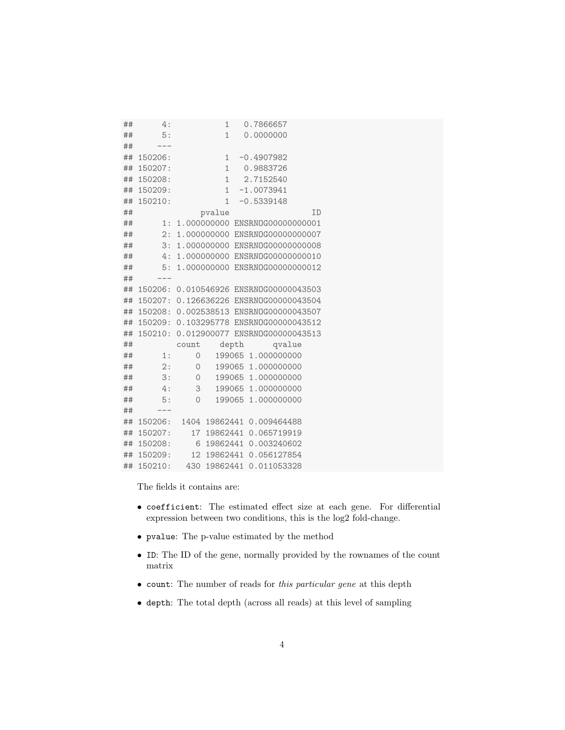```
##      4:           1   0.7866657
##      5:           1   0.0000000
##     ---
## 150206:           1  -0.4907982
## 150207:           1   0.9883726
## 150208:           1   2.7152540
## 150209:           1  -1.0073941
## 150210:           1  -0.5339148
##              pvalue                 ID
##      1: 1.000000000 ENSRNOG00000000001
##      2: 1.000000000 ENSRNOG00000000007
##      3: 1.000000000 ENSRNOG00000000008
##      4: 1.000000000 ENSRNOG00000000010
##      5: 1.000000000 ENSRNOG00000000012
##     ---
## 150206: 0.010546926 ENSRNOG00000043503
## 150207: 0.126636226 ENSRNOG00000043504
## 150208: 0.002538513 ENSRNOG00000043507
## 150209: 0.103295778 ENSRNOG00000043512
## 150210: 0.012900077 ENSRNOG00000043513
##         count    depth      qvalue
##      1:     0   199065 1.000000000
##      2:     0   199065 1.000000000
##      3:     0   199065 1.000000000
##      4:     3   199065 1.000000000
##      5:     0   199065 1.000000000
##     ---
## 150206:  1404 19862441 0.009464488
## 150207:    17 19862441 0.065719919
## 150208:     6 19862441 0.003240602
## 150209:    12 19862441 0.056127854
## 150210:   430 19862441 0.011053328
```

The fields it contains are:

- `coefficient`: The estimated effect size at each gene. For differential expression between two conditions, this is the log2 fold-change.
- `pvalue`: The p-value estimated by the method
- `ID`: The ID of the gene, normally provided by the rownames of the count matrix
- `count`: The number of reads for *this particular gene* at this depth
- `depth`: The total depth (across all reads) at this level of sampling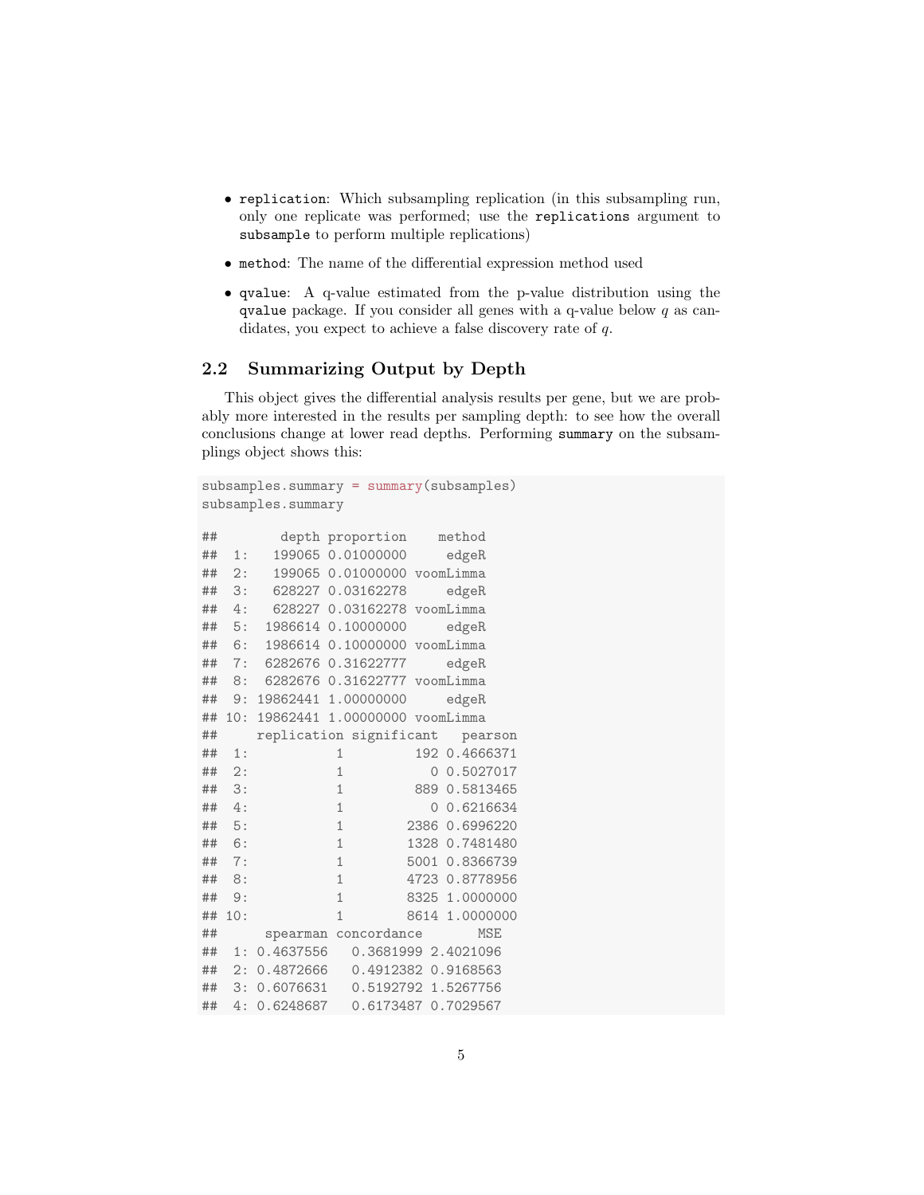- `replication`: Which subsampling replication (in this subsampling run, only one replicate was performed; use the `replications` argument to `subsample` to perform multiple replications)
- `method`: The name of the differential expression method used
- `qvalue`: A q-value estimated from the p-value distribution using the `qvalue` package. If you consider all genes with a q-value below $q$ as candidates, you expect to achieve a false discovery rate of $q$.

## 2.2 Summarizing Output by Depth

This object gives the differential analysis results per gene, but we are probably more interested in the results per sampling depth: to see how the overall conclusions change at lower read depths. Performing `summary` on the subsamplings object shows this:

```
subsamples.summary = summary(subsamples)
subsamples.summary

##        depth proportion    method
##  1:   199065 0.01000000     edgeR
##  2:   199065 0.01000000 voomLimma
##  3:   628227 0.03162278     edgeR
##  4:   628227 0.03162278 voomLimma
##  5:  1986614 0.10000000     edgeR
##  6:  1986614 0.10000000 voomLimma
##  7:  6282676 0.31622777     edgeR
##  8:  6282676 0.31622777 voomLimma
##  9: 19862441 1.00000000     edgeR
## 10: 19862441 1.00000000 voomLimma
##     replication significant   pearson
##  1:           1         192 0.4666371
##  2:           1           0 0.5027017
##  3:           1         889 0.5813465
##  4:           1           0 0.6216634
##  5:           1        2386 0.6996220
##  6:           1        1328 0.7481480
##  7:           1        5001 0.8366739
##  8:           1        4723 0.8778956
##  9:           1        8325 1.0000000
## 10:           1        8614 1.0000000
##      spearman concordance       MSE
##  1: 0.4637556   0.3681999 2.4021096
##  2: 0.4872666   0.4912382 0.9168563
##  3: 0.6076631   0.5192792 1.5267756
##  4: 0.6248687   0.6173487 0.7029567
```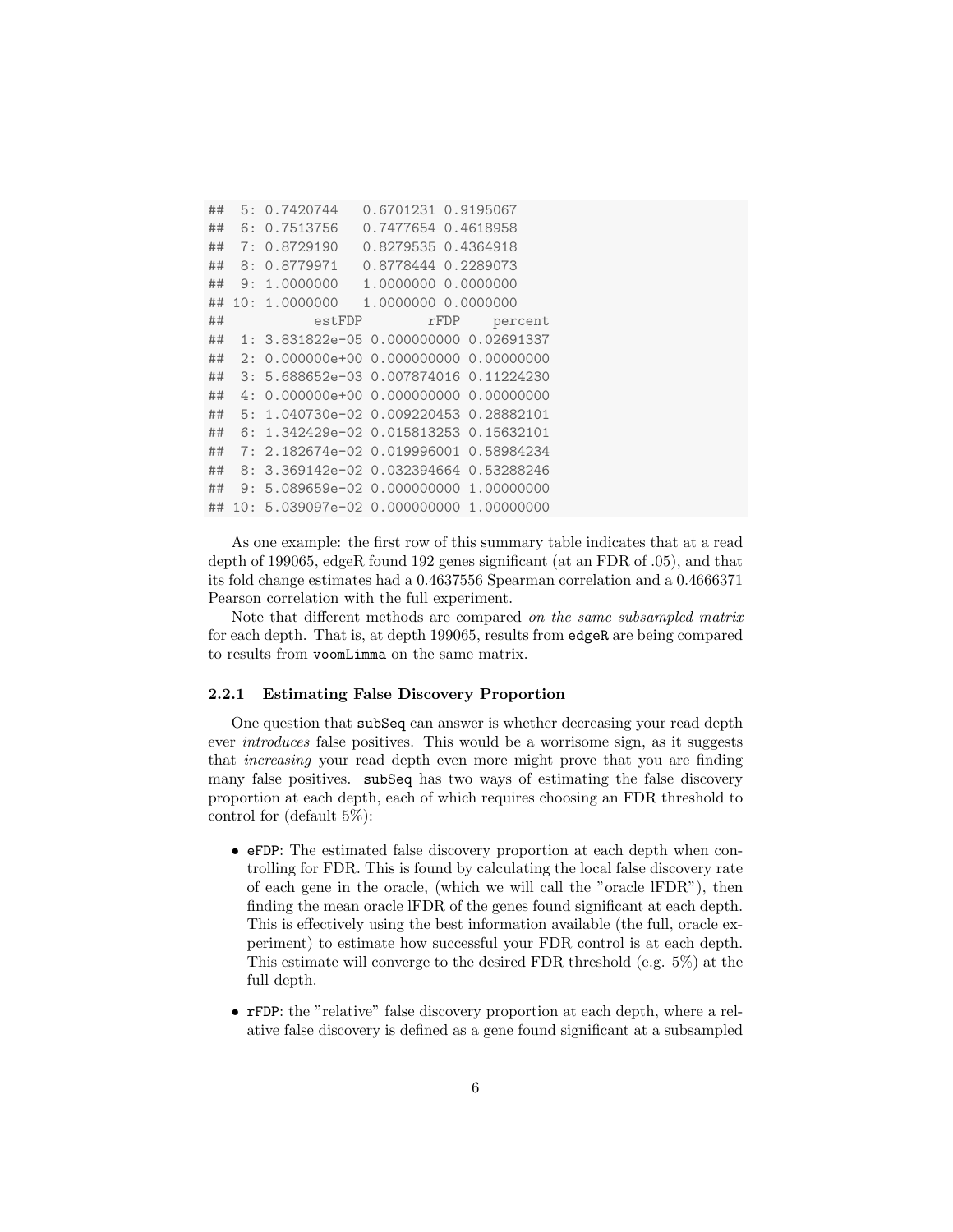```
##  5: 0.7420744   0.6701231 0.9195067
##  6: 0.7513756   0.7477654 0.4618958
##  7: 0.8729190   0.8279535 0.4364918
##  8: 0.8779971   0.8778444 0.2289073
##  9: 1.0000000   1.0000000 0.0000000
## 10: 1.0000000   1.0000000 0.0000000
##           estFDP        rFDP    percent
##  1: 3.831822e-05 0.000000000 0.02691337
##  2: 0.000000e+00 0.000000000 0.00000000
##  3: 5.688652e-03 0.007874016 0.11224230
##  4: 0.000000e+00 0.000000000 0.00000000
##  5: 1.040730e-02 0.009220453 0.28882101
##  6: 1.342429e-02 0.015813253 0.15632101
##  7: 2.182674e-02 0.019996001 0.58984234
##  8: 3.369142e-02 0.032394664 0.53288246
##  9: 5.089659e-02 0.000000000 1.00000000
## 10: 5.039097e-02 0.000000000 1.00000000
```

As one example: the first row of this summary table indicates that at a read depth of 199065, edgeR found 192 genes significant (at an FDR of .05), and that its fold change estimates had a 0.4637556 Spearman correlation and a 0.4666371 Pearson correlation with the full experiment.

Note that different methods are compared *on the same subsampled matrix* for each depth. That is, at depth 199065, results from `edgeR` are being compared to results from `voomLimma` on the same matrix.

### 2.2.1 Estimating False Discovery Proportion

One question that `subSeq` can answer is whether decreasing your read depth ever *introduces* false positives. This would be a worrisome sign, as it suggests that *increasing* your read depth even more might prove that you are finding many false positives. `subSeq` has two ways of estimating the false discovery proportion at each depth, each of which requires choosing an FDR threshold to control for (default 5%):

- `eFDP`: The estimated false discovery proportion at each depth when controlling for FDR. This is found by calculating the local false discovery rate of each gene in the oracle, (which we will call the "oracle lFDR"), then finding the mean oracle lFDR of the genes found significant at each depth. This is effectively using the best information available (the full, oracle experiment) to estimate how successful your FDR control is at each depth. This estimate will converge to the desired FDR threshold (e.g. 5%) at the full depth.
- `rFDP`: the "relative" false discovery proportion at each depth, where a relative false discovery is defined as a gene found significant at a subsampled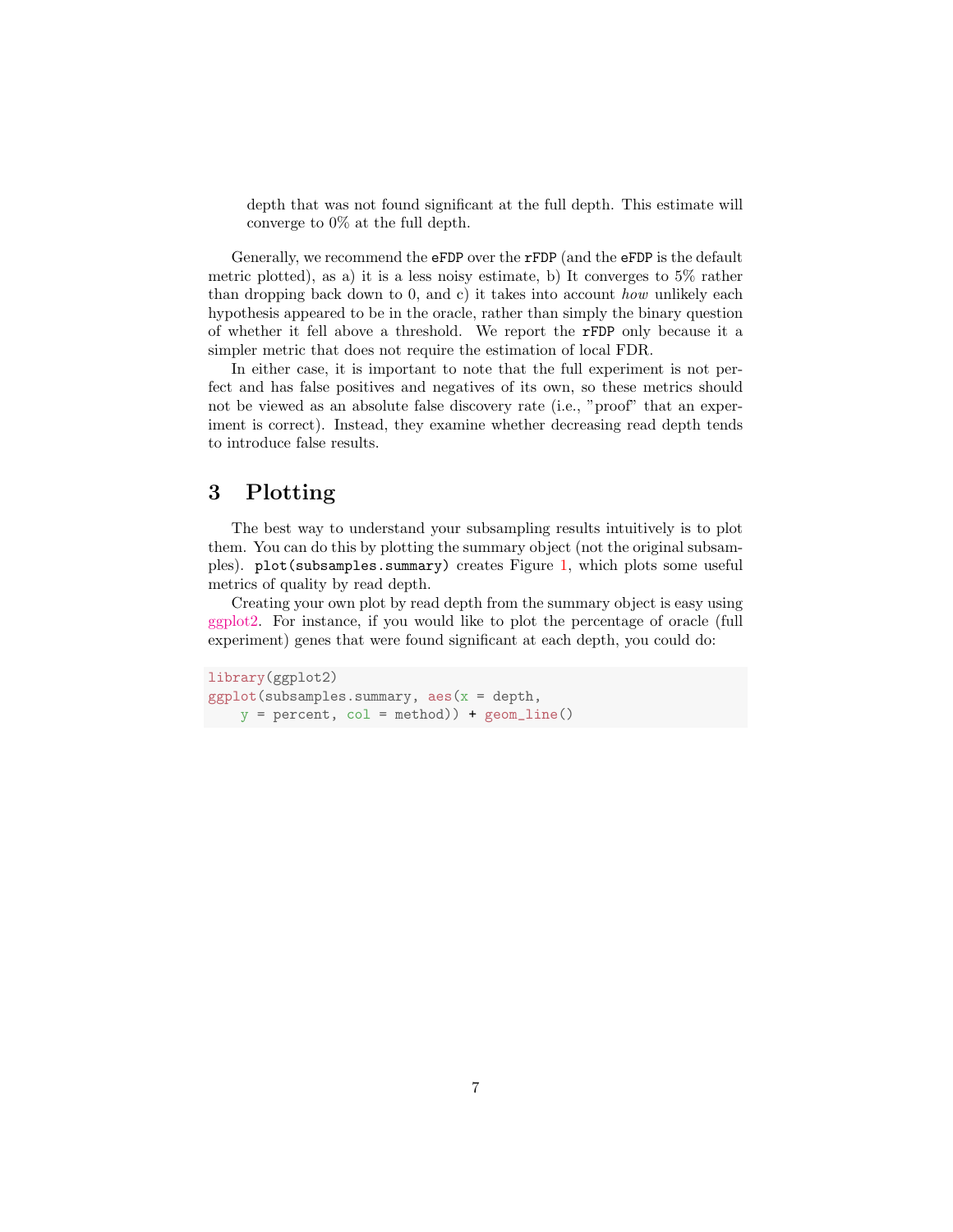depth that was not found significant at the full depth. This estimate will converge to 0% at the full depth.

Generally, we recommend the `eFDP` over the `rFDP` (and the `eFDP` is the default metric plotted), as a) it is a less noisy estimate, b) It converges to 5% rather than dropping back down to 0, and c) it takes into account *how* unlikely each hypothesis appeared to be in the oracle, rather than simply the binary question of whether it fell above a threshold. We report the `rFDP` only because it a simpler metric that does not require the estimation of local FDR.

In either case, it is important to note that the full experiment is not perfect and has false positives and negatives of its own, so these metrics should not be viewed as an absolute false discovery rate (i.e., "proof" that an experiment is correct). Instead, they examine whether decreasing read depth tends to introduce false results.

# 3 Plotting

The best way to understand your subsampling results intuitively is to plot them. You can do this by plotting the summary object (not the original subsamples). `plot(subsamples.summary)` creates Figure 1, which plots some useful metrics of quality by read depth.

Creating your own plot by read depth from the summary object is easy using ggplot2. For instance, if you would like to plot the percentage of oracle (full experiment) genes that were found significant at each depth, you could do:

```
library(ggplot2)
ggplot(subsamples.summary, aes(x = depth,
    y = percent, col = method)) + geom_line()
```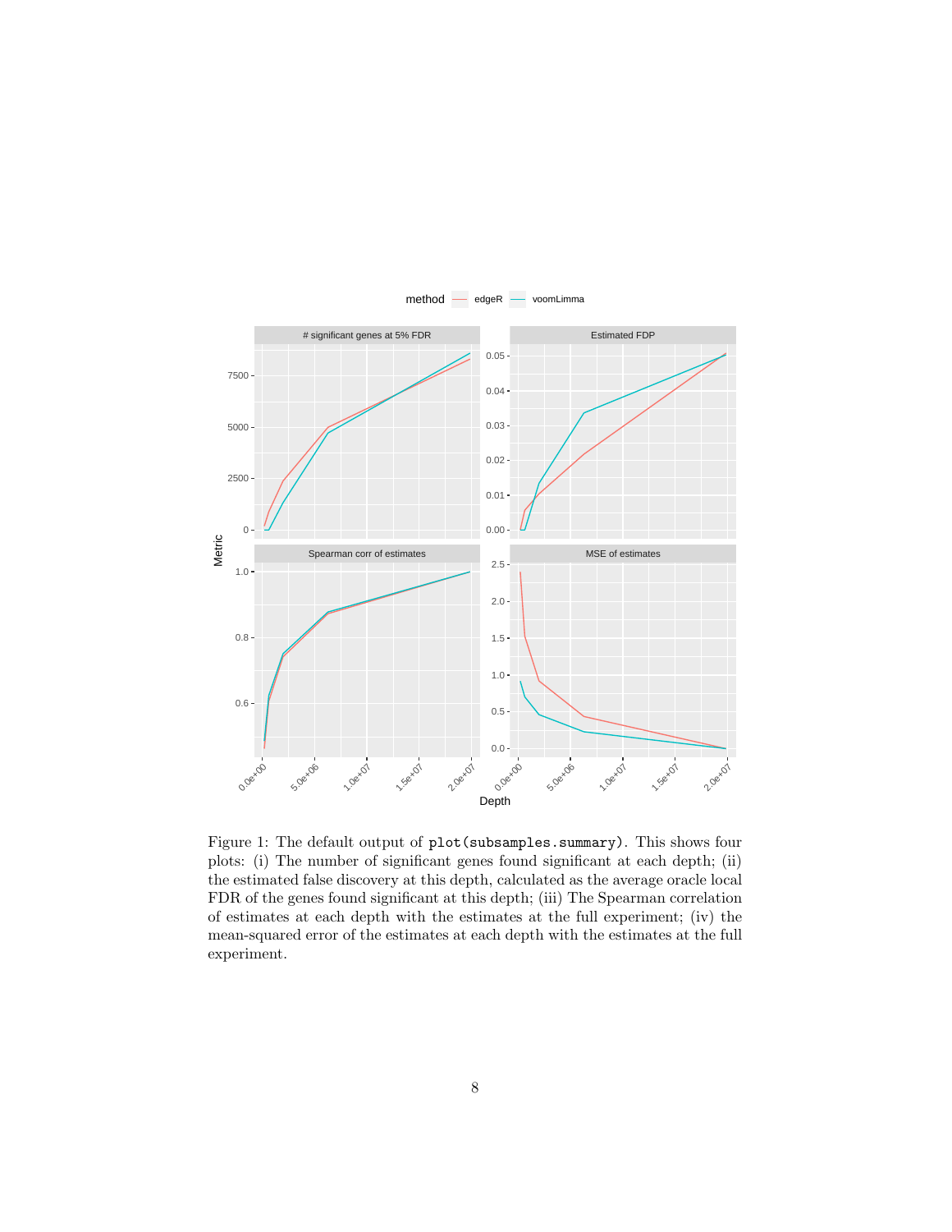Figure 1: The default output of `plot(subsamples.summary)`. This shows four plots: (i) The number of significant genes found significant at each depth; (ii) the estimated false discovery at this depth, calculated as the average oracle local FDR of the genes found significant at this depth; (iii) The Spearman correlation of estimates at each depth with the estimates at the full experiment; (iv) the mean-squared error of the estimates at each depth with the estimates at the full experiment.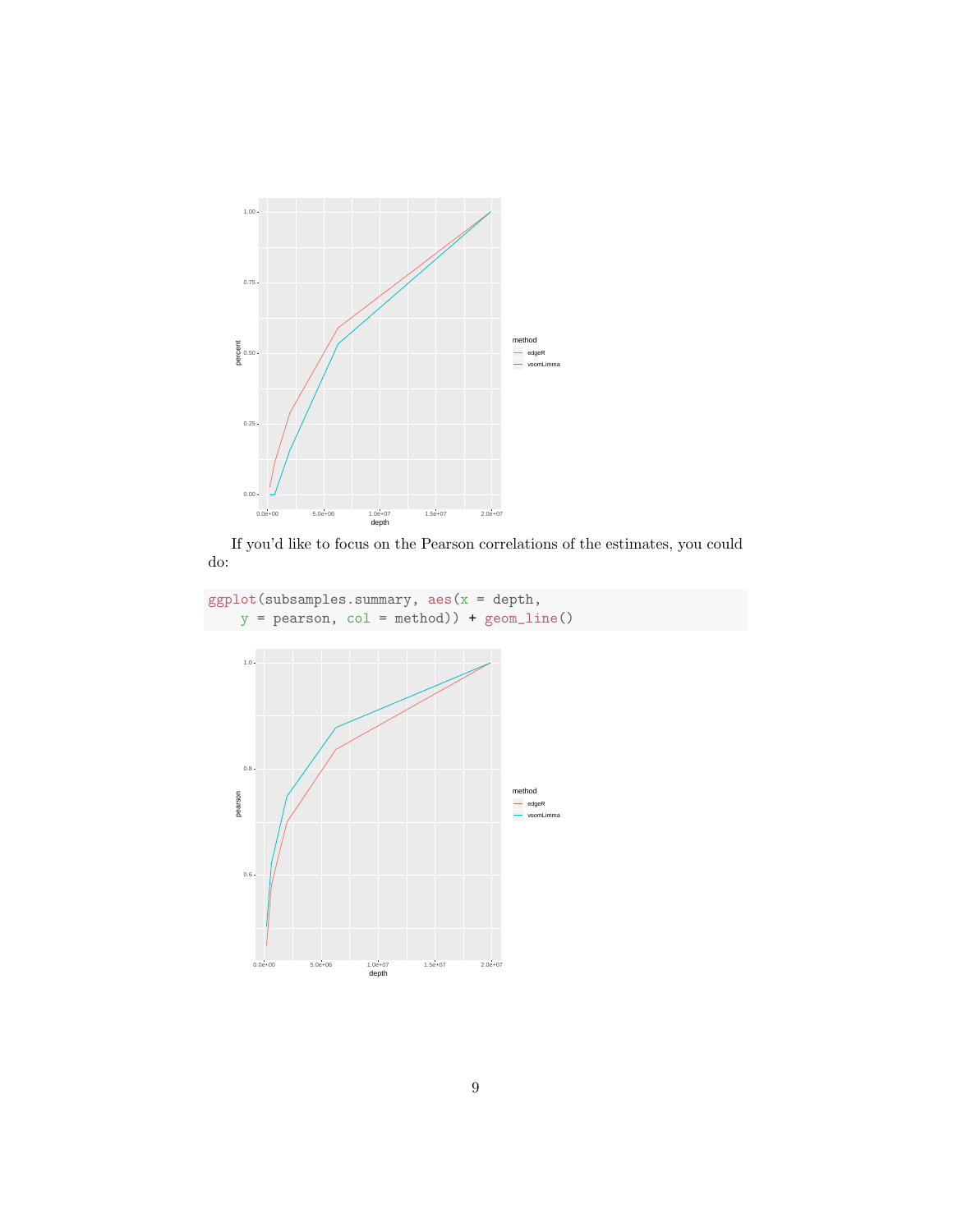If you'd like to focus on the Pearson correlations of the estimates, you could do:

```
ggplot(subsamples.summary, aes(x = depth,
    y = pearson, col = method)) + geom_line()
```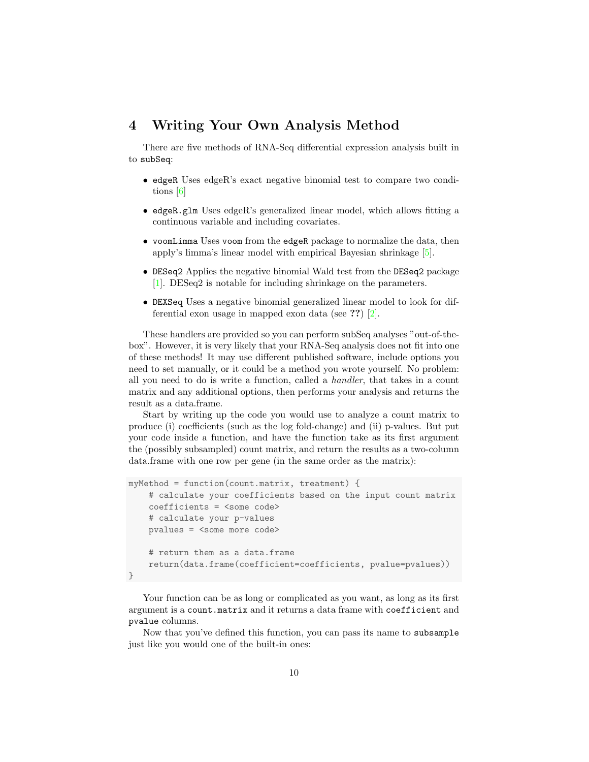## 4 Writing Your Own Analysis Method

There are five methods of RNA-Seq differential expression analysis built in to `subSeq`:

- `edgeR` Uses edgeR's exact negative binomial test to compare two conditions [6]
- `edgeR.glm` Uses edgeR's generalized linear model, which allows fitting a continuous variable and including covariates.
- `voomLimma` Uses `voom` from the `edgeR` package to normalize the data, then apply's limma's linear model with empirical Bayesian shrinkage [5].
- `DESeq2` Applies the negative binomial Wald test from the `DESeq2` package [1]. DESeq2 is notable for including shrinkage on the parameters.
- `DEXSeq` Uses a negative binomial generalized linear model to look for differential exon usage in mapped exon data (see **??**) [2].

These handlers are provided so you can perform subSeq analyses "out-of-the-box". However, it is very likely that your RNA-Seq analysis does not fit into one of these methods! It may use different published software, include options you need to set manually, or it could be a method you wrote yourself. No problem: all you need to do is write a function, called a *handler*, that takes in a count matrix and any additional options, then performs your analysis and returns the result as a data.frame.

Start by writing up the code you would use to analyze a count matrix to produce (i) coefficients (such as the log fold-change) and (ii) p-values. But put your code inside a function, and have the function take as its first argument the (possibly subsampled) count matrix, and return the results as a two-column data.frame with one row per gene (in the same order as the matrix):

```
myMethod = function(count.matrix, treatment) {
    # calculate your coefficients based on the input count matrix
    coefficients = <some code>
    # calculate your p-values
    pvalues = <some more code>

    # return them as a data.frame
    return(data.frame(coefficient=coefficients, pvalue=pvalues))
}
```

Your function can be as long or complicated as you want, as long as its first argument is a `count.matrix` and it returns a data frame with `coefficient` and `pvalue` columns.

Now that you've defined this function, you can pass its name to `subsample` just like you would one of the built-in ones: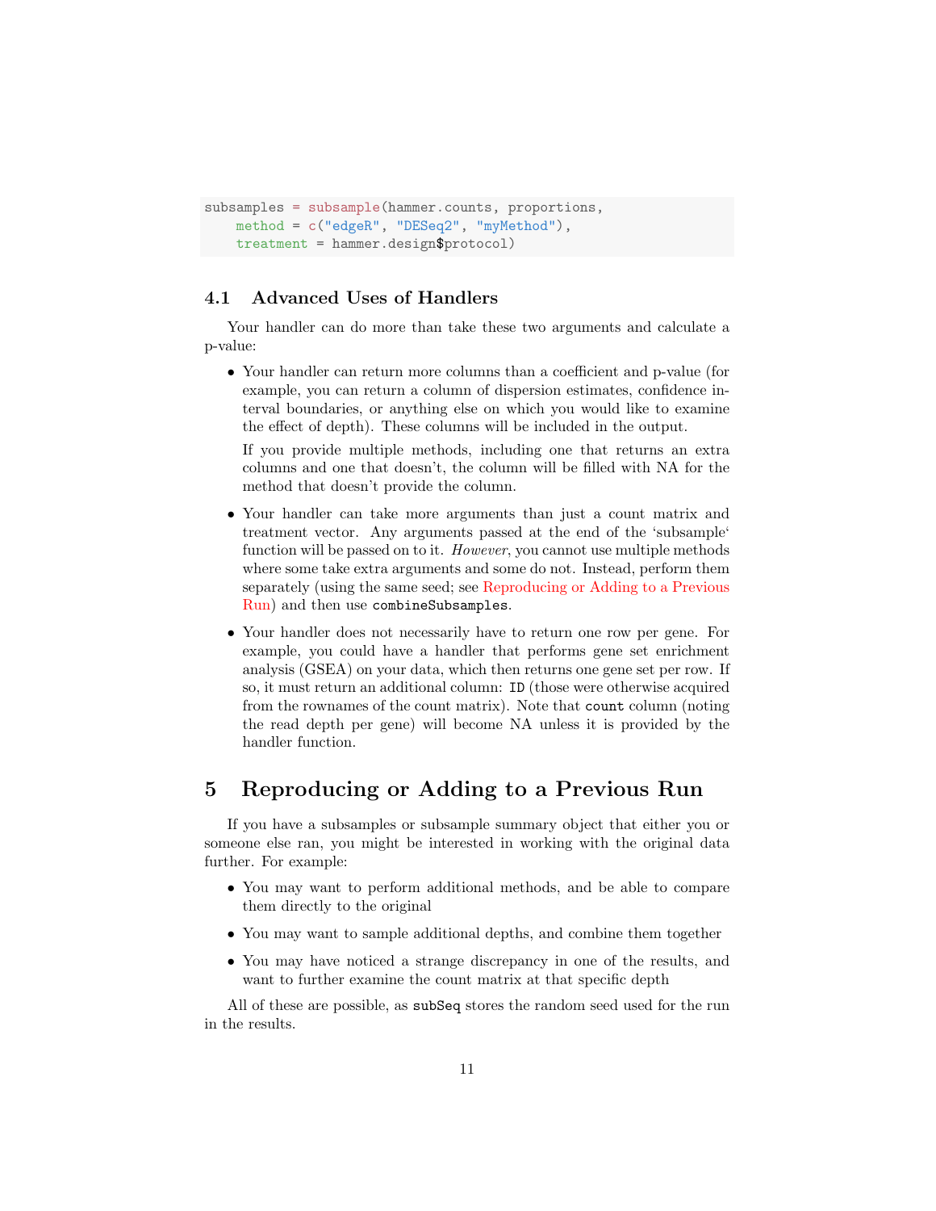```
subsamples = subsample(hammer.counts, proportions,
    method = c("edgeR", "DESeq2", "myMethod"),
    treatment = hammer.design$protocol)
```

### 4.1 Advanced Uses of Handlers

Your handler can do more than take these two arguments and calculate a p-value:

- Your handler can return more columns than a coefficient and p-value (for example, you can return a column of dispersion estimates, confidence interval boundaries, or anything else on which you would like to examine the effect of depth). These columns will be included in the output.

  If you provide multiple methods, including one that returns an extra columns and one that doesn't, the column will be filled with NA for the method that doesn't provide the column.

- Your handler can take more arguments than just a count matrix and treatment vector. Any arguments passed at the end of the 'subsample' function will be passed on to it. *However*, you cannot use multiple methods where some take extra arguments and some do not. Instead, perform them separately (using the same seed; see Reproducing or Adding to a Previous Run) and then use `combineSubsamples`.

- Your handler does not necessarily have to return one row per gene. For example, you could have a handler that performs gene set enrichment analysis (GSEA) on your data, which then returns one gene set per row. If so, it must return an additional column: `ID` (those were otherwise acquired from the rownames of the count matrix). Note that `count` column (noting the read depth per gene) will become NA unless it is provided by the handler function.

## 5 Reproducing or Adding to a Previous Run

If you have a subsamples or subsample summary object that either you or someone else ran, you might be interested in working with the original data further. For example:

- You may want to perform additional methods, and be able to compare them directly to the original
- You may want to sample additional depths, and combine them together
- You may have noticed a strange discrepancy in one of the results, and want to further examine the count matrix at that specific depth

All of these are possible, as `subSeq` stores the random seed used for the run in the results.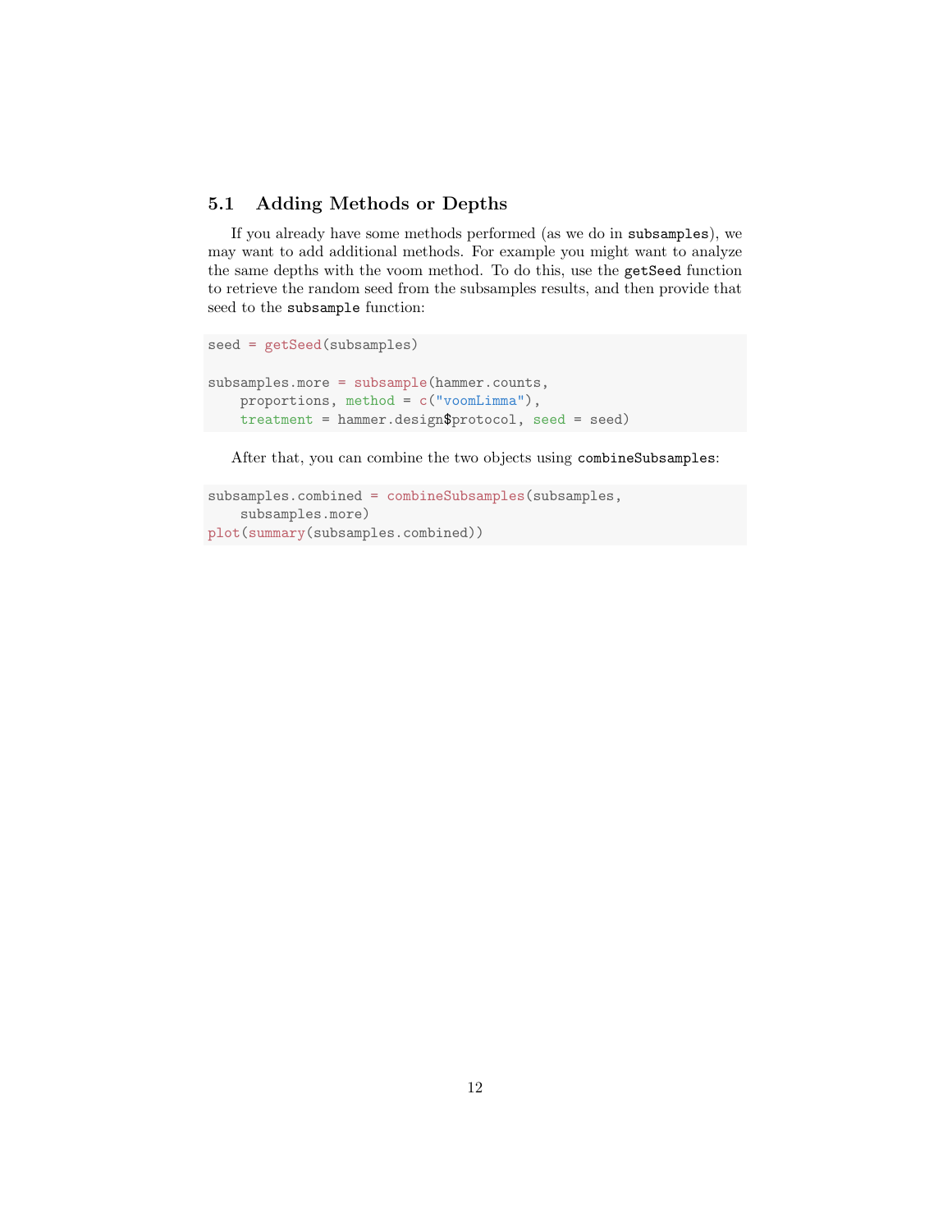### 5.1 Adding Methods or Depths

If you already have some methods performed (as we do in `subsamples`), we may want to add additional methods. For example you might want to analyze the same depths with the voom method. To do this, use the `getSeed` function to retrieve the random seed from the subsamples results, and then provide that seed to the `subsample` function:

```
seed = getSeed(subsamples)

subsamples.more = subsample(hammer.counts,
    proportions, method = c("voomLimma"),
    treatment = hammer.design$protocol, seed = seed)
```

After that, you can combine the two objects using `combineSubsamples`:

```
subsamples.combined = combineSubsamples(subsamples,
    subsamples.more)
plot(summary(subsamples.combined))
```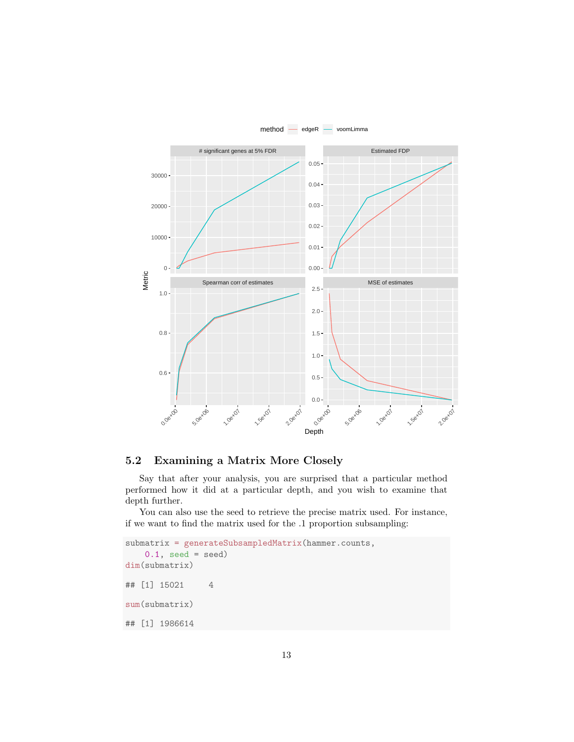### 5.2 Examining a Matrix More Closely

Say that after your analysis, you are surprised that a particular method performed how it did at a particular depth, and you wish to examine that depth further.

You can also use the seed to retrieve the precise matrix used. For instance, if we want to find the matrix used for the .1 proportion subsampling:

```
submatrix = generateSubsampledMatrix(hammer.counts,
    0.1, seed = seed)
dim(submatrix)

## [1] 15021     4

sum(submatrix)

## [1] 1986614
```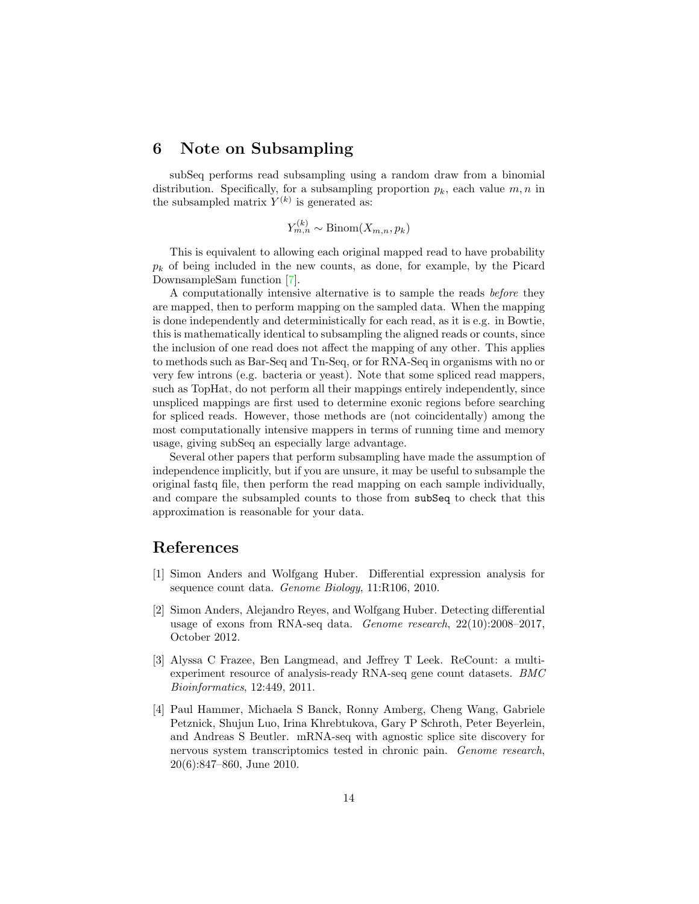## 6 Note on Subsampling

subSeq performs read subsampling using a random draw from a binomial distribution. Specifically, for a subsampling proportion $p_k$, each value $m, n$ in the subsampled matrix $Y^{(k)}$ is generated as:

$$Y_{m,n}^{(k)} \sim \text{Binom}(X_{m,n}, p_k)$$

This is equivalent to allowing each original mapped read to have probability $p_k$ of being included in the new counts, as done, for example, by the Picard DownsampleSam function [7].

A computationally intensive alternative is to sample the reads *before* they are mapped, then to perform mapping on the sampled data. When the mapping is done independently and deterministically for each read, as it is e.g. in Bowtie, this is mathematically identical to subsampling the aligned reads or counts, since the inclusion of one read does not affect the mapping of any other. This applies to methods such as Bar-Seq and Tn-Seq, or for RNA-Seq in organisms with no or very few introns (e.g. bacteria or yeast). Note that some spliced read mappers, such as TopHat, do not perform all their mappings entirely independently, since unspliced mappings are first used to determine exonic regions before searching for spliced reads. However, those methods are (not coincidentally) among the most computationally intensive mappers in terms of running time and memory usage, giving subSeq an especially large advantage.

Several other papers that perform subsampling have made the assumption of independence implicitly, but if you are unsure, it may be useful to subsample the original fastq file, then perform the read mapping on each sample individually, and compare the subsampled counts to those from `subSeq` to check that this approximation is reasonable for your data.

## References

[1] Simon Anders and Wolfgang Huber. Differential expression analysis for sequence count data. *Genome Biology*, 11:R106, 2010.

[2] Simon Anders, Alejandro Reyes, and Wolfgang Huber. Detecting differential usage of exons from RNA-seq data. *Genome research*, 22(10):2008–2017, October 2012.

[3] Alyssa C Frazee, Ben Langmead, and Jeffrey T Leek. ReCount: a multi-experiment resource of analysis-ready RNA-seq gene count datasets. *BMC Bioinformatics*, 12:449, 2011.

[4] Paul Hammer, Michaela S Banck, Ronny Amberg, Cheng Wang, Gabriele Petznick, Shujun Luo, Irina Khrebtukova, Gary P Schroth, Peter Beyerlein, and Andreas S Beutler. mRNA-seq with agnostic splice site discovery for nervous system transcriptomics tested in chronic pain. *Genome research*, 20(6):847–860, June 2010.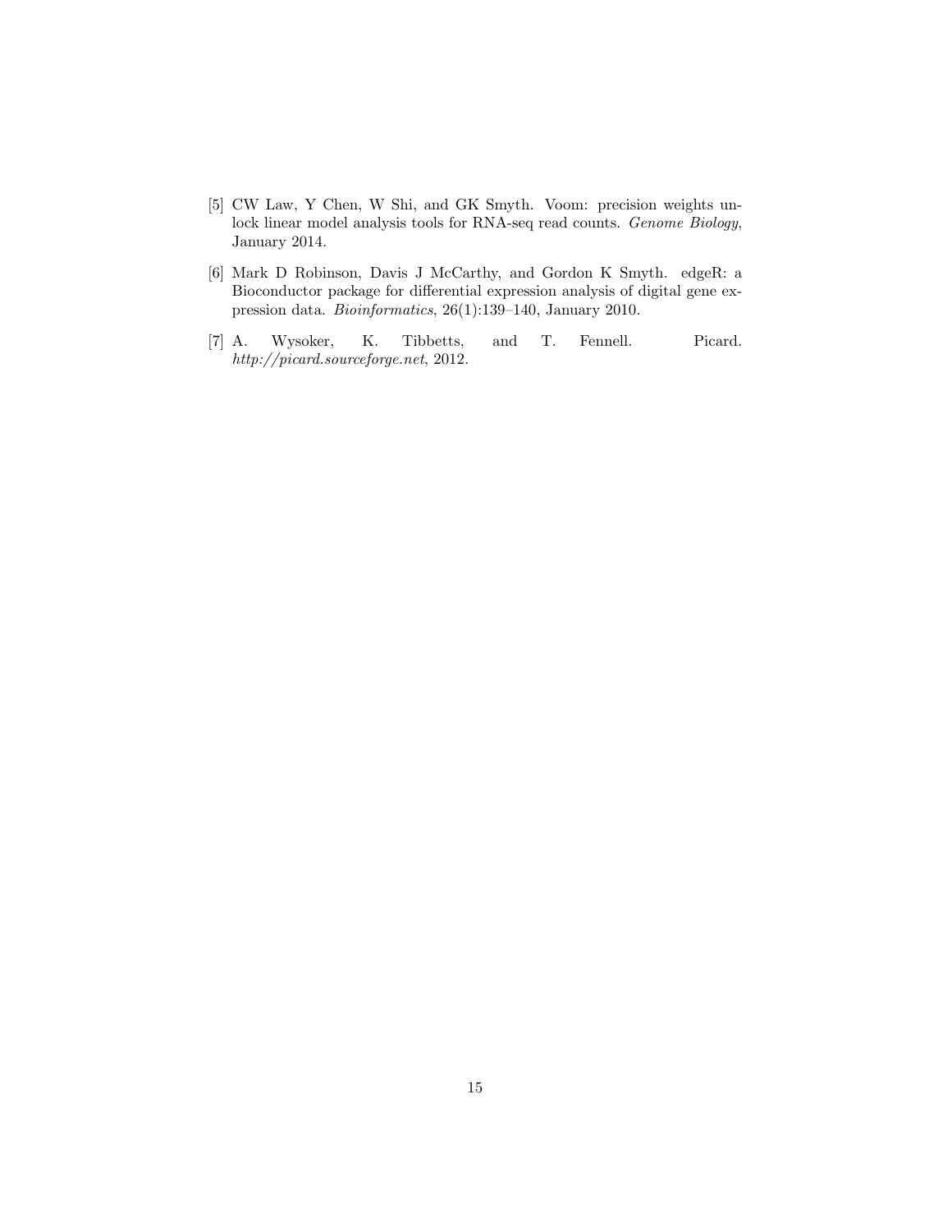[5] CW Law, Y Chen, W Shi, and GK Smyth. Voom: precision weights unlock linear model analysis tools for RNA-seq read counts. *Genome Biology*, January 2014.

[6] Mark D Robinson, Davis J McCarthy, and Gordon K Smyth. edgeR: a Bioconductor package for differential expression analysis of digital gene expression data. *Bioinformatics*, 26(1):139–140, January 2010.

[7] A. Wysoker, K. Tibbetts, and T. Fennell. Picard. *http://picard.sourceforge.net*, 2012.